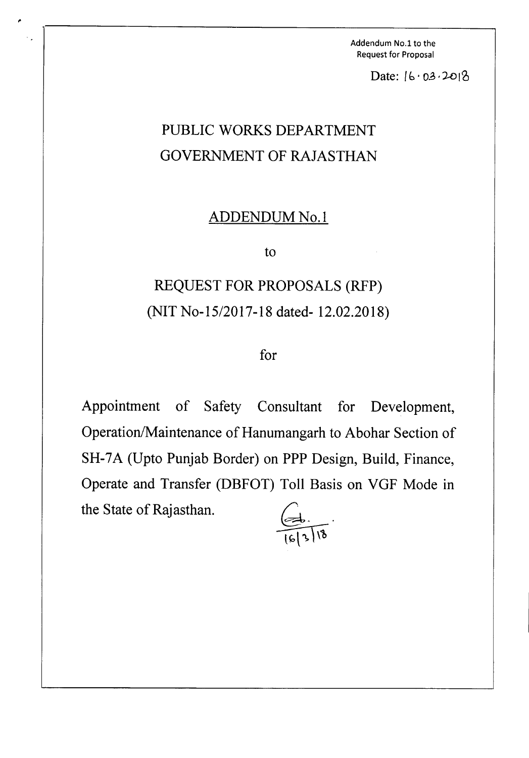Addendum No.1 to the Request for Proposal

Date: 16.03.2018

# PUBLIC WORKS DEPARTMENT
# GOVERNMENT OF RAJASTHAN

## ADDENDUM No.1

to

## REQUEST FOR PROPOSALS (RFP)
## (NIT No-15/2017-18 dated- 12.02.2018)

for

Appointment of Safety Consultant for Development, Operation/Maintenance of Hanumangarh to Abohar Section of SH-7A (Upto Punjab Border) on PPP Design, Build, Finance, Operate and Transfer (DBFOT) Toll Basis on VGF Mode in the State of Rajasthan.

16/3/18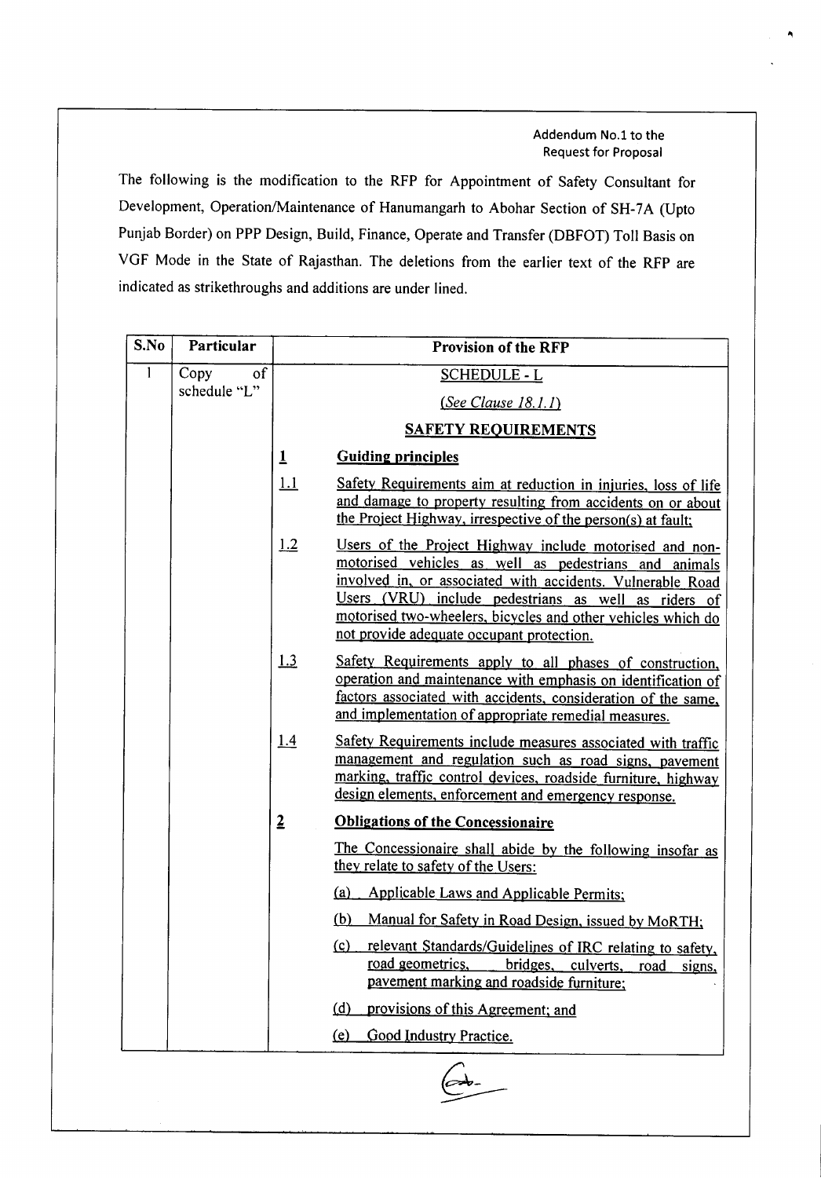Addendum No.1 to the Request for Proposal

The following is the modification to the RFP for Appointment of Safety Consultant for Development, Operation/Maintenance of Hanumangarh to Abohar Section of SH-7A (Upto Punjab Border) on PPP Design, Build, Finance, Operate and Transfer (DBFOT) Toll Basis on VGF Mode in the State of Rajasthan. The deletions from the earlier text of the RFP are indicated as strikethroughs and additions are under lined.

| S.No | Particular | Provision of the RFP |
|---|---|---|
| 1 | Copy of schedule "L" | <u>SCHEDULE - L</u><br><u>*(See Clause 18.1.1)*</u><br>**<u>SAFETY REQUIREMENTS</u>**<br>**<u>1</u>** **<u>Guiding principles</u>**<br><u>1.1</u> <u>Safety Requirements aim at reduction in injuries, loss of life and damage to property resulting from accidents on or about the Project Highway, irrespective of the person(s) at fault;</u><br><u>1.2</u> <u>Users of the Project Highway include motorised and non-motorised vehicles as well as pedestrians and animals involved in, or associated with accidents. Vulnerable Road Users (VRU) include pedestrians as well as riders of motorised two-wheelers, bicycles and other vehicles which do not provide adequate occupant protection.</u><br><u>1.3</u> <u>Safety Requirements apply to all phases of construction, operation and maintenance with emphasis on identification of factors associated with accidents, consideration of the same, and implementation of appropriate remedial measures.</u><br><u>1.4</u> <u>Safety Requirements include measures associated with traffic management and regulation such as road signs, pavement marking, traffic control devices, roadside furniture, highway design elements, enforcement and emergency response.</u><br>**<u>2</u>** **<u>Obligations of the Concessionaire</u>**<br><u>The Concessionaire shall abide by the following insofar as they relate to safety of the Users:</u><br><u>(a) Applicable Laws and Applicable Permits;</u><br><u>(b) Manual for Safety in Road Design, issued by MoRTH;</u><br><u>(c) relevant Standards/Guidelines of IRC relating to safety, road geometrics, bridges, culverts, road signs, pavement marking and roadside furniture;</u><br><u>(d) provisions of this Agreement; and</u><br><u>(e) Good Industry Practice.</u> |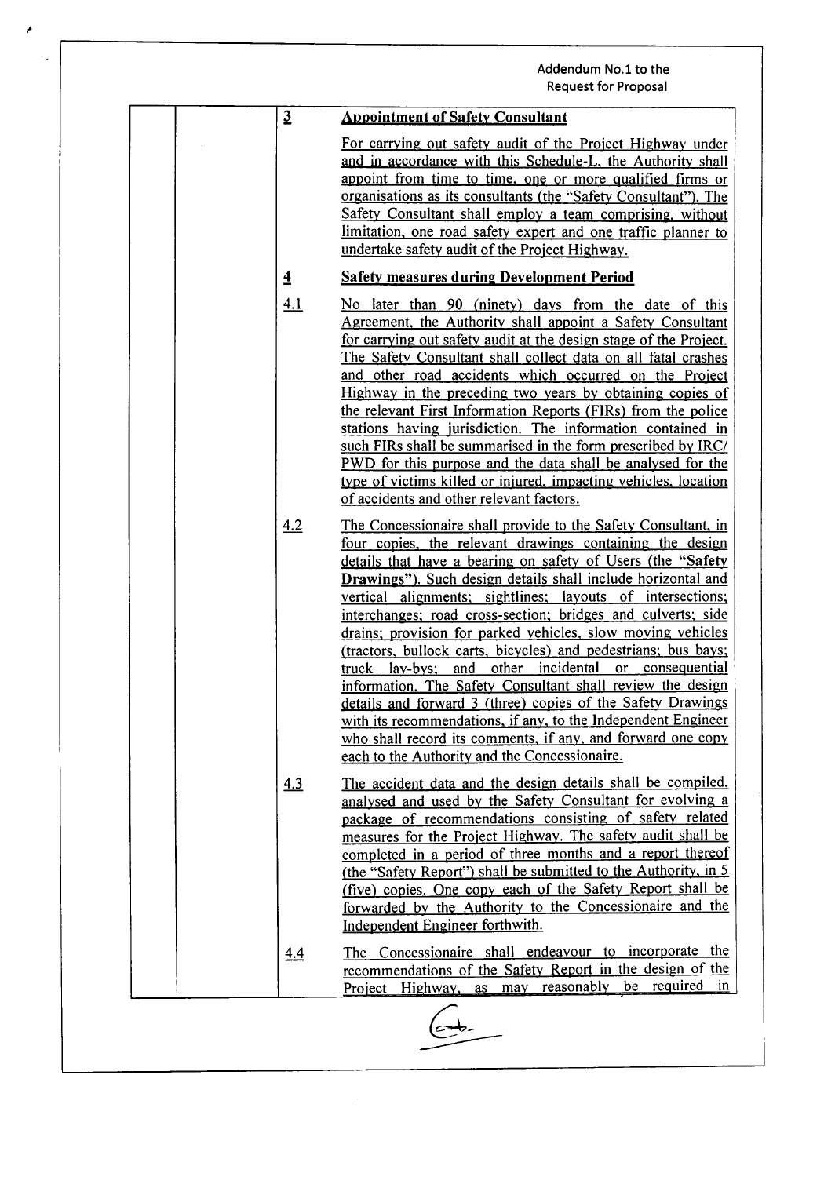**3 Appointment of Safety Consultant**

For carrying out safety audit of the Project Highway under and in accordance with this Schedule-L, the Authority shall appoint from time to time, one or more qualified firms or organisations as its consultants (the "Safety Consultant"). The Safety Consultant shall employ a team comprising, without limitation, one road safety expert and one traffic planner to undertake safety audit of the Project Highway.

**4 Safety measures during Development Period**

4.1 No later than 90 (ninety) days from the date of this Agreement, the Authority shall appoint a Safety Consultant for carrying out safety audit at the design stage of the Project. The Safety Consultant shall collect data on all fatal crashes and other road accidents which occurred on the Project Highway in the preceding two years by obtaining copies of the relevant First Information Reports (FIRs) from the police stations having jurisdiction. The information contained in such FIRs shall be summarised in the form prescribed by IRC/ PWD for this purpose and the data shall be analysed for the type of victims killed or injured, impacting vehicles, location of accidents and other relevant factors.

4.2 The Concessionaire shall provide to the Safety Consultant, in four copies, the relevant drawings containing the design details that have a bearing on safety of Users (the **"Safety Drawings"**). Such design details shall include horizontal and vertical alignments; sightlines; layouts of intersections; interchanges; road cross-section; bridges and culverts; side drains; provision for parked vehicles, slow moving vehicles (tractors, bullock carts, bicycles) and pedestrians; bus bays; truck lay-bys; and other incidental or consequential information. The Safety Consultant shall review the design details and forward 3 (three) copies of the Safety Drawings with its recommendations, if any, to the Independent Engineer who shall record its comments, if any, and forward one copy each to the Authority and the Concessionaire.

4.3 The accident data and the design details shall be compiled, analysed and used by the Safety Consultant for evolving a package of recommendations consisting of safety related measures for the Project Highway. The safety audit shall be completed in a period of three months and a report thereof (the "Safety Report") shall be submitted to the Authority, in 5 (five) copies. One copy each of the Safety Report shall be forwarded by the Authority to the Concessionaire and the Independent Engineer forthwith.

4.4 The Concessionaire shall endeavour to incorporate the recommendations of the Safety Report in the design of the Project Highway, as may reasonably be required in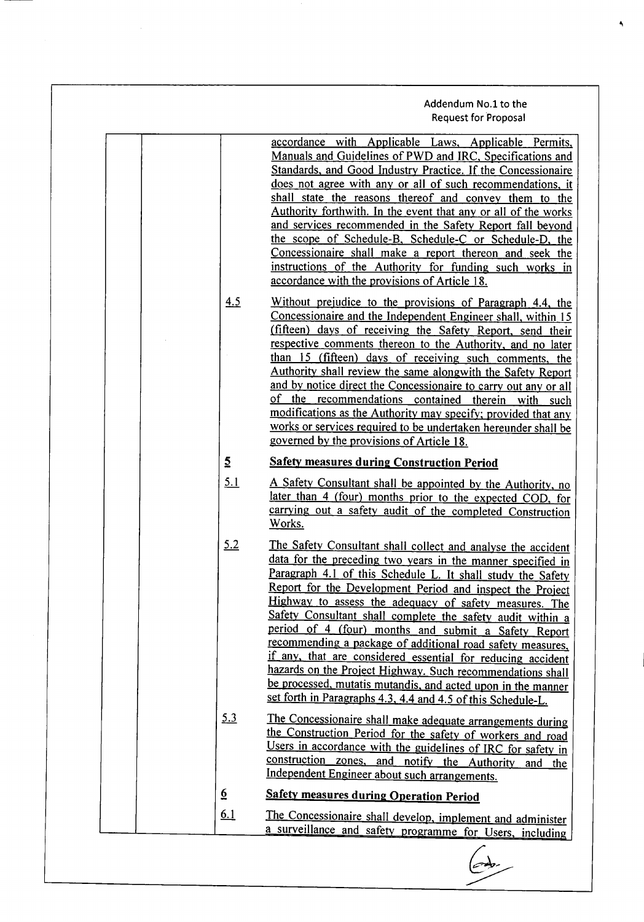accordance with Applicable Laws, Applicable Permits, Manuals and Guidelines of PWD and IRC, Specifications and Standards, and Good Industry Practice. If the Concessionaire does not agree with any or all of such recommendations, it shall state the reasons thereof and convey them to the Authority forthwith. In the event that any or all of the works and services recommended in the Safety Report fall beyond the scope of Schedule-B, Schedule-C or Schedule-D, the Concessionaire shall make a report thereon and seek the instructions of the Authority for funding such works in accordance with the provisions of Article 18.

4.5 Without prejudice to the provisions of Paragraph 4.4, the Concessionaire and the Independent Engineer shall, within 15 (fifteen) days of receiving the Safety Report, send their respective comments thereon to the Authority, and no later than 15 (fifteen) days of receiving such comments, the Authority shall review the same alongwith the Safety Report and by notice direct the Concessionaire to carry out any or all of the recommendations contained therein with such modifications as the Authority may specify; provided that any works or services required to be undertaken hereunder shall be governed by the provisions of Article 18.

**5 Safety measures during Construction Period**

5.1 A Safety Consultant shall be appointed by the Authority, no later than 4 (four) months prior to the expected COD, for carrying out a safety audit of the completed Construction Works.

5.2 The Safety Consultant shall collect and analyse the accident data for the preceding two years in the manner specified in Paragraph 4.1 of this Schedule L. It shall study the Safety Report for the Development Period and inspect the Project Highway to assess the adequacy of safety measures. The Safety Consultant shall complete the safety audit within a period of 4 (four) months and submit a Safety Report recommending a package of additional road safety measures, if any, that are considered essential for reducing accident hazards on the Project Highway. Such recommendations shall be processed, mutatis mutandis, and acted upon in the manner set forth in Paragraphs 4.3, 4.4 and 4.5 of this Schedule-L.

5.3 The Concessionaire shall make adequate arrangements during the Construction Period for the safety of workers and road Users in accordance with the guidelines of IRC for safety in construction zones, and notify the Authority and the Independent Engineer about such arrangements.

**6 Safety measures during Operation Period**

6.1 The Concessionaire shall develop, implement and administer a surveillance and safety programme for Users, including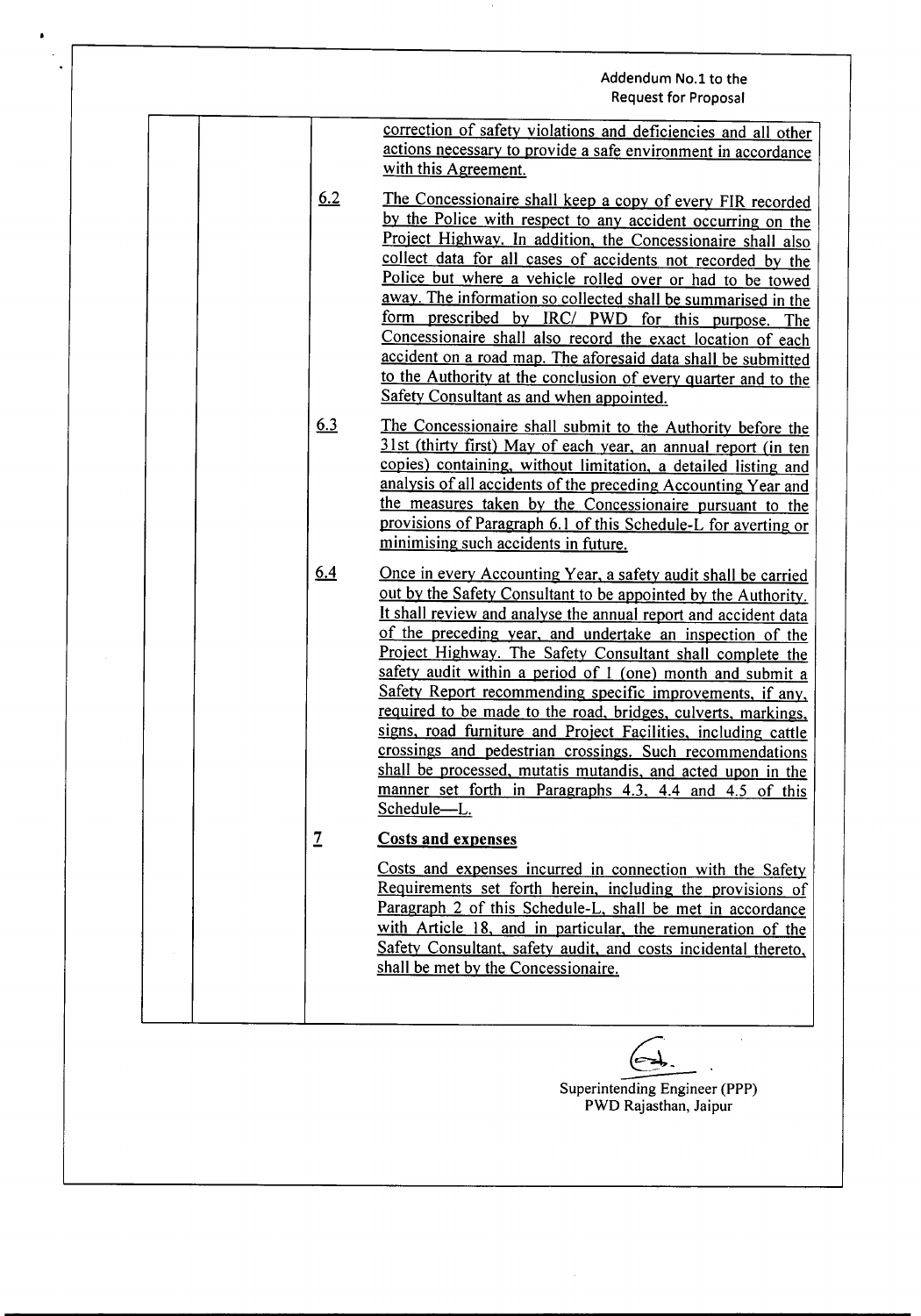Addendum No.1 to the Request for Proposal

correction of safety violations and deficiencies and all other actions necessary to provide a safe environment in accordance with this Agreement.

6.2 The Concessionaire shall keep a copy of every FIR recorded by the Police with respect to any accident occurring on the Project Highway. In addition, the Concessionaire shall also collect data for all cases of accidents not recorded by the Police but where a vehicle rolled over or had to be towed away. The information so collected shall be summarised in the form prescribed by IRC/ PWD for this purpose. The Concessionaire shall also record the exact location of each accident on a road map. The aforesaid data shall be submitted to the Authority at the conclusion of every quarter and to the Safety Consultant as and when appointed.

6.3 The Concessionaire shall submit to the Authority before the 31st (thirty first) May of each year, an annual report (in ten copies) containing, without limitation, a detailed listing and analysis of all accidents of the preceding Accounting Year and the measures taken by the Concessionaire pursuant to the provisions of Paragraph 6.1 of this Schedule-L for averting or minimising such accidents in future.

6.4 Once in every Accounting Year, a safety audit shall be carried out by the Safety Consultant to be appointed by the Authority. It shall review and analyse the annual report and accident data of the preceding year, and undertake an inspection of the Project Highway. The Safety Consultant shall complete the safety audit within a period of 1 (one) month and submit a Safety Report recommending specific improvements, if any, required to be made to the road, bridges, culverts, markings, signs, road furniture and Project Facilities, including cattle crossings and pedestrian crossings. Such recommendations shall be processed, mutatis mutandis, and acted upon in the manner set forth in Paragraphs 4.3, 4.4 and 4.5 of this Schedule—L.

7 **Costs and expenses**

Costs and expenses incurred in connection with the Safety Requirements set forth herein, including the provisions of Paragraph 2 of this Schedule-L, shall be met in accordance with Article 18, and in particular, the remuneration of the Safety Consultant, safety audit, and costs incidental thereto, shall be met by the Concessionaire.

Superintending Engineer (PPP)
PWD Rajasthan, Jaipur